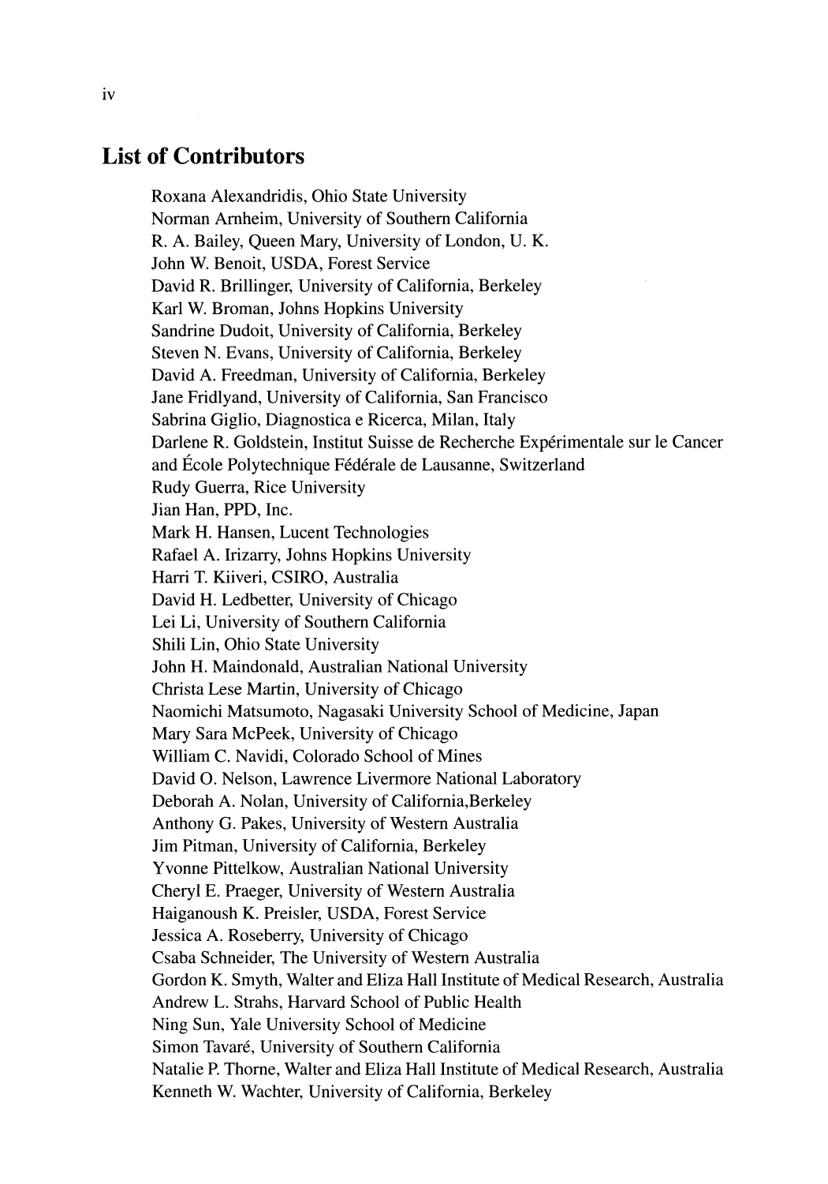## List of Contributors

Roxana Alexandridis, Ohio State University
Norman Arnheim, University of Southern California
R. A. Bailey, Queen Mary, University of London, U. K.
John W. Benoit, USDA, Forest Service
David R. Brillinger, University of California, Berkeley
Karl W. Broman, Johns Hopkins University
Sandrine Dudoit, University of California, Berkeley
Steven N. Evans, University of California, Berkeley
David A. Freedman, University of California, Berkeley
Jane Fridlyand, University of California, San Francisco
Sabrina Giglio, Diagnostica e Ricerca, Milan, Italy
Darlene R. Goldstein, Institut Suisse de Recherche Expérimentale sur le Cancer and École Polytechnique Fédérale de Lausanne, Switzerland
Rudy Guerra, Rice University
Jian Han, PPD, Inc.
Mark H. Hansen, Lucent Technologies
Rafael A. Irizarry, Johns Hopkins University
Harri T. Kiiveri, CSIRO, Australia
David H. Ledbetter, University of Chicago
Lei Li, University of Southern California
Shili Lin, Ohio State University
John H. Maindonald, Australian National University
Christa Lese Martin, University of Chicago
Naomichi Matsumoto, Nagasaki University School of Medicine, Japan
Mary Sara McPeek, University of Chicago
William C. Navidi, Colorado School of Mines
David O. Nelson, Lawrence Livermore National Laboratory
Deborah A. Nolan, University of California,Berkeley
Anthony G. Pakes, University of Western Australia
Jim Pitman, University of California, Berkeley
Yvonne Pittelkow, Australian National University
Cheryl E. Praeger, University of Western Australia
Haiganoush K. Preisler, USDA, Forest Service
Jessica A. Roseberry, University of Chicago
Csaba Schneider, The University of Western Australia
Gordon K. Smyth, Walter and Eliza Hall Institute of Medical Research, Australia
Andrew L. Strahs, Harvard School of Public Health
Ning Sun, Yale University School of Medicine
Simon Tavaré, University of Southern California
Natalie P. Thorne, Walter and Eliza Hall Institute of Medical Research, Australia
Kenneth W. Wachter, University of California, Berkeley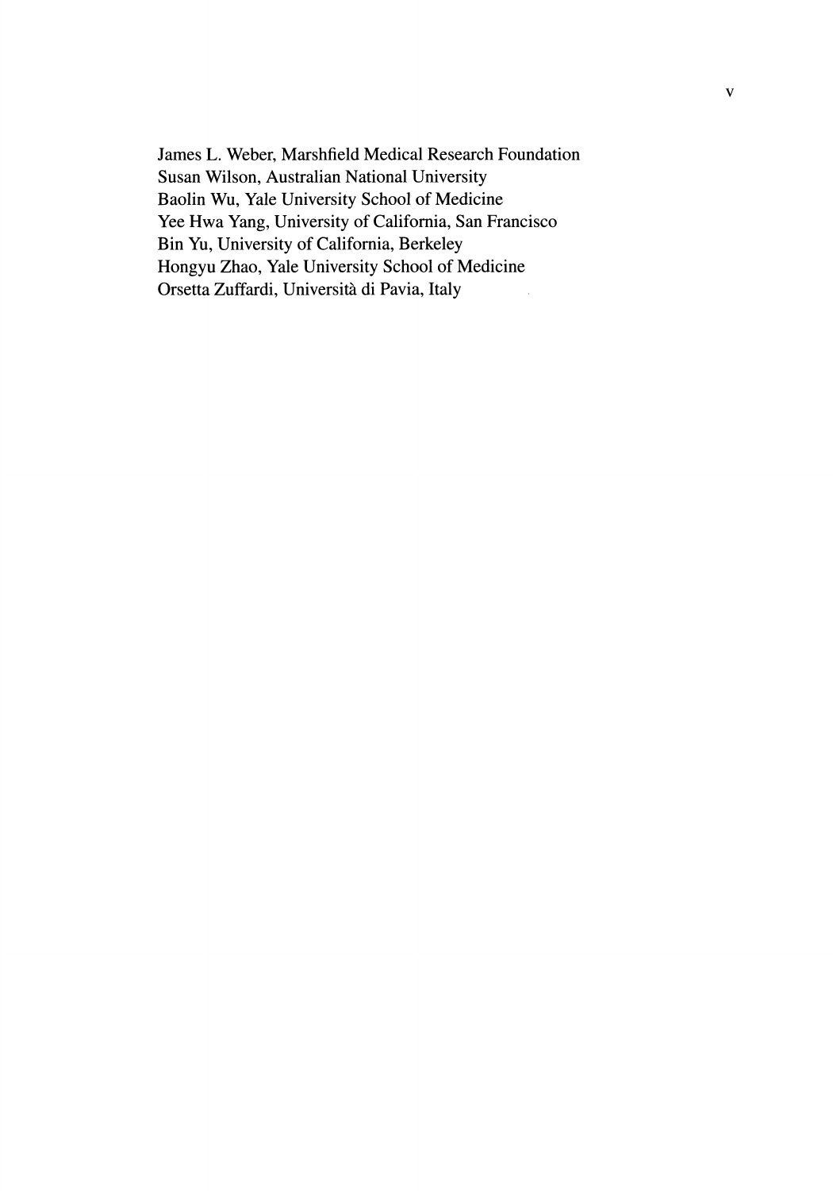James L. Weber, Marshfield Medical Research Foundation
Susan Wilson, Australian National University
Baolin Wu, Yale University School of Medicine
Yee Hwa Yang, University of California, San Francisco
Bin Yu, University of California, Berkeley
Hongyu Zhao, Yale University School of Medicine
Orsetta Zuffardi, Università di Pavia, Italy